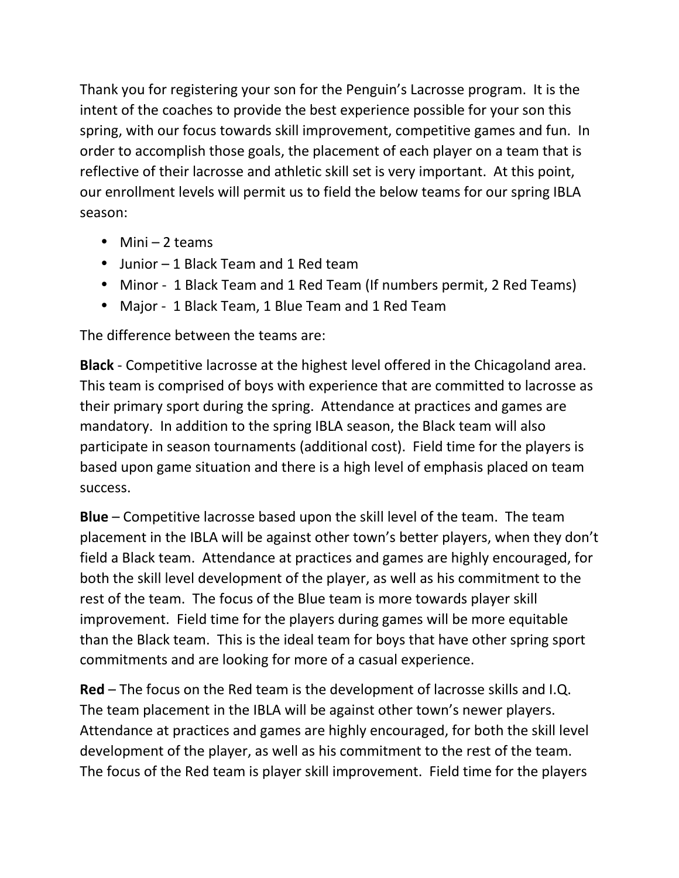Thank you for registering your son for the Penguin's Lacrosse program. It is the intent of the coaches to provide the best experience possible for your son this spring, with our focus towards skill improvement, competitive games and fun. In order to accomplish those goals, the placement of each player on a team that is reflective of their lacrosse and athletic skill set is very important. At this point, our enrollment levels will permit us to field the below teams for our spring IBLA season:

- Mini – 2 teams
- Junior – 1 Black Team and 1 Red team
- Minor - 1 Black Team and 1 Red Team (If numbers permit, 2 Red Teams)
- Major - 1 Black Team, 1 Blue Team and 1 Red Team

The difference between the teams are:

**Black** - Competitive lacrosse at the highest level offered in the Chicagoland area. This team is comprised of boys with experience that are committed to lacrosse as their primary sport during the spring. Attendance at practices and games are mandatory. In addition to the spring IBLA season, the Black team will also participate in season tournaments (additional cost). Field time for the players is based upon game situation and there is a high level of emphasis placed on team success.

**Blue** – Competitive lacrosse based upon the skill level of the team. The team placement in the IBLA will be against other town's better players, when they don't field a Black team. Attendance at practices and games are highly encouraged, for both the skill level development of the player, as well as his commitment to the rest of the team. The focus of the Blue team is more towards player skill improvement. Field time for the players during games will be more equitable than the Black team. This is the ideal team for boys that have other spring sport commitments and are looking for more of a casual experience.

**Red** – The focus on the Red team is the development of lacrosse skills and I.Q. The team placement in the IBLA will be against other town's newer players. Attendance at practices and games are highly encouraged, for both the skill level development of the player, as well as his commitment to the rest of the team. The focus of the Red team is player skill improvement. Field time for the players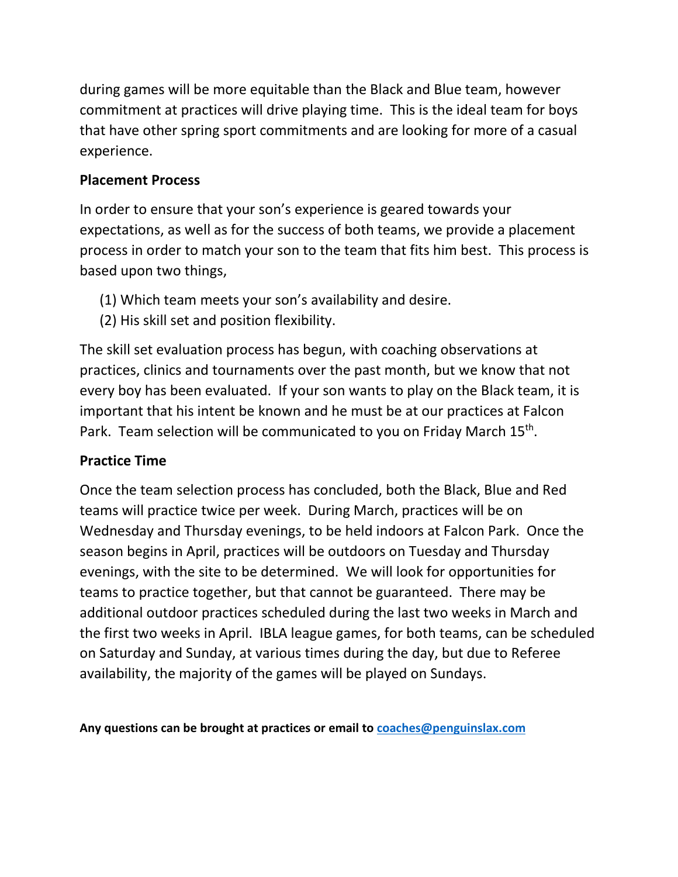during games will be more equitable than the Black and Blue team, however commitment at practices will drive playing time. This is the ideal team for boys that have other spring sport commitments and are looking for more of a casual experience.

**Placement Process**

In order to ensure that your son's experience is geared towards your expectations, as well as for the success of both teams, we provide a placement process in order to match your son to the team that fits him best. This process is based upon two things,

(1) Which team meets your son's availability and desire.
(2) His skill set and position flexibility.

The skill set evaluation process has begun, with coaching observations at practices, clinics and tournaments over the past month, but we know that not every boy has been evaluated. If your son wants to play on the Black team, it is important that his intent be known and he must be at our practices at Falcon Park. Team selection will be communicated to you on Friday March 15th.

**Practice Time**

Once the team selection process has concluded, both the Black, Blue and Red teams will practice twice per week. During March, practices will be on Wednesday and Thursday evenings, to be held indoors at Falcon Park. Once the season begins in April, practices will be outdoors on Tuesday and Thursday evenings, with the site to be determined. We will look for opportunities for teams to practice together, but that cannot be guaranteed. There may be additional outdoor practices scheduled during the last two weeks in March and the first two weeks in April. IBLA league games, for both teams, can be scheduled on Saturday and Sunday, at various times during the day, but due to Referee availability, the majority of the games will be played on Sundays.

**Any questions can be brought at practices or email to coaches@penguinslax.com**